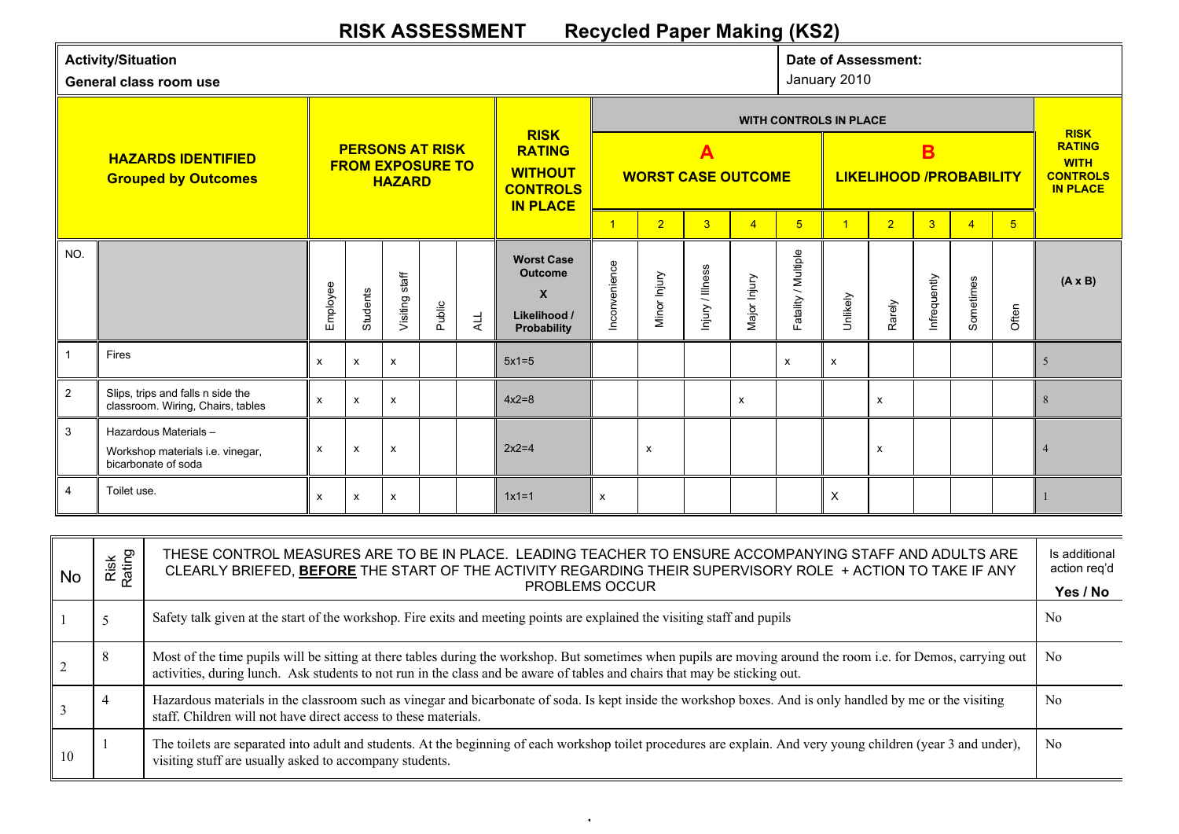# RISK ASSESSMENT Recycled Paper Making (KS2)

| **Activity/Situation**<br>**General class room use** | **Date of Assessment:**<br>January 2010 |
|---|---|

| | **HAZARDS IDENTIFIED Grouped by Outcomes** | **PERSONS AT RISK FROM EXPOSURE TO HAZARD** | | | | | **RISK RATING WITHOUT CONTROLS IN PLACE** | **WITH CONTROLS IN PLACE** | | | | | | | | | | **RISK RATING WITH CONTROLS IN PLACE** |
|---|---|---|---|---|---|---|---|---|---|---|---|---|---|---|---|---|---|---|
| | | | | | | | | **A WORST CASE OUTCOME** | | | | | **B LIKELIHOOD /PROBABILITY** | | | | | |
| | | | | | | | | 1 | 2 | 3 | 4 | 5 | 1 | 2 | 3 | 4 | 5 | |
| NO. | | Employee | Students | Visiting staff | Public | ALL | **Worst Case Outcome X Likelihood / Probability** | Inconvenience | Minor Injury | Injury / Illness | Major Injury | Fatality / Multiple | Unlikely | Rarely | Infrequently | Sometimes | Often | **(A x B)** |
| 1 | Fires | x | x | x | | | 5x1=5 | | | | | x | x | | | | | 5 |
| 2 | Slips, trips and falls n side the classroom. Wiring, Chairs, tables | x | x | x | | | 4x2=8 | | | | x | | | x | | | | 8 |
| 3 | Hazardous Materials –<br>Workshop materials i.e. vinegar, bicarbonate of soda | x | x | x | | | 2x2=4 | | x | | | | | x | | | | 4 |
| 4 | Toilet use. | x | x | x | | | 1x1=1 | x | | | | | X | | | | | 1 |

| No | Risk Rating | THESE CONTROL MEASURES ARE TO BE IN PLACE. LEADING TEACHER TO ENSURE ACCOMPANYING STAFF AND ADULTS ARE CLEARLY BRIEFED, **BEFORE** THE START OF THE ACTIVITY REGARDING THEIR SUPERVISORY ROLE + ACTION TO TAKE IF ANY PROBLEMS OCCUR | Is additional action req'd **Yes / No** |
|---|---|---|---|
| 1 | 5 | Safety talk given at the start of the workshop. Fire exits and meeting points are explained the visiting staff and pupils | No |
| 2 | 8 | Most of the time pupils will be sitting at there tables during the workshop. But sometimes when pupils are moving around the room i.e. for Demos, carrying out activities, during lunch. Ask students to not run in the class and be aware of tables and chairs that may be sticking out. | No |
| 3 | 4 | Hazardous materials in the classroom such as vinegar and bicarbonate of soda. Is kept inside the workshop boxes. And is only handled by me or the visiting staff. Children will not have direct access to these materials. | No |
| 10 | 1 | The toilets are separated into adult and students. At the beginning of each workshop toilet procedures are explain. And very young children (year 3 and under), visiting stuff are usually asked to accompany students. | No |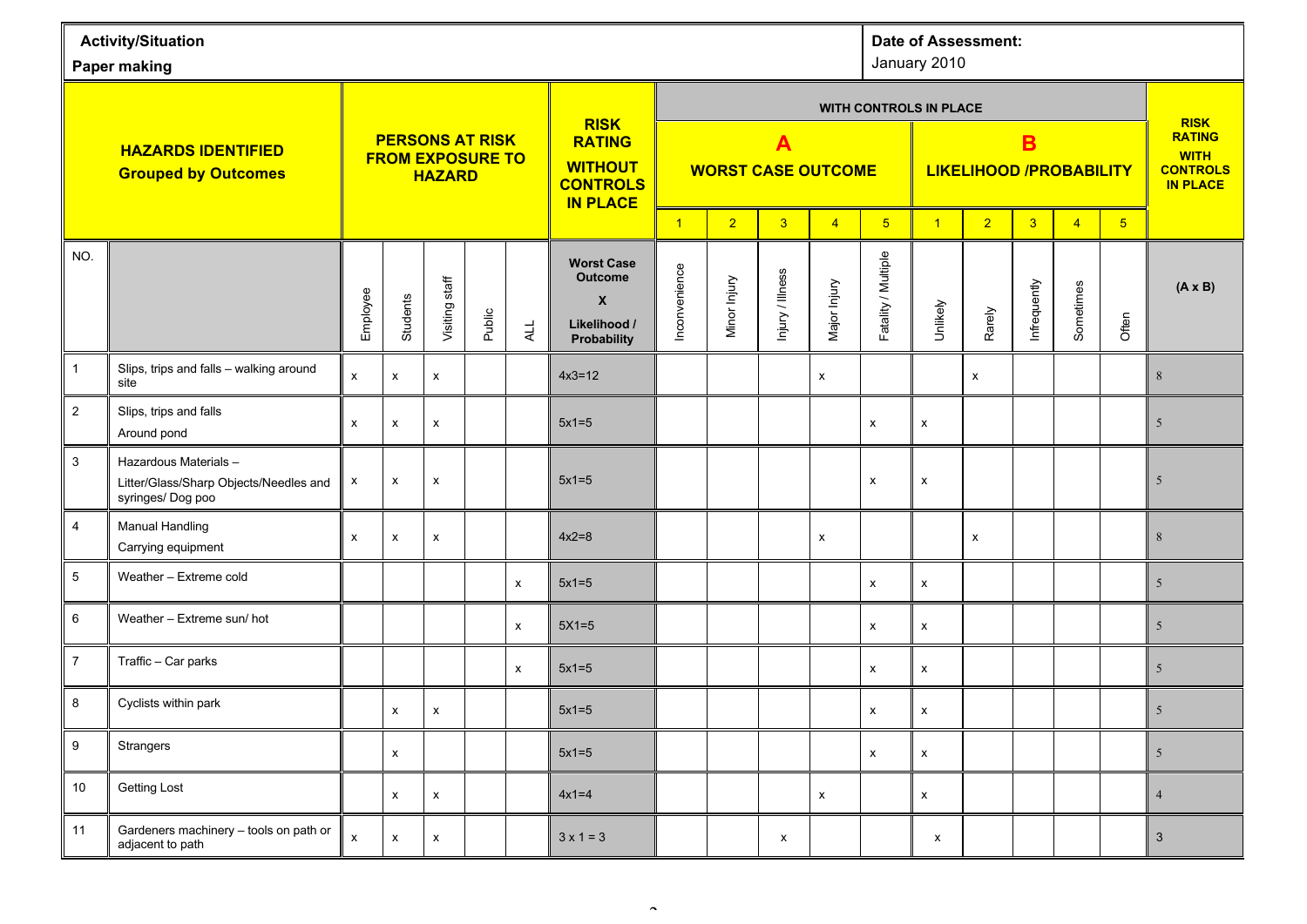**Activity/Situation**

**Paper making**

**Date of Assessment:**

January 2010

| **HAZARDS IDENTIFIED Grouped by Outcomes** | | **PERSONS AT RISK FROM EXPOSURE TO HAZARD** | | | | | **RISK RATING WITHOUT CONTROLS IN PLACE** | **WITH CONTROLS IN PLACE** | | | | | | | | | | **RISK RATING WITH CONTROLS IN PLACE** |
|---|---|---|---|---|---|---|---|---|---|---|---|---|---|---|---|---|---|---|
| | | | | | | | | **A WORST CASE OUTCOME** | | | | | **B LIKELIHOOD /PROBABILITY** | | | | | |
| | | | | | | | | 1 | 2 | 3 | 4 | 5 | 1 | 2 | 3 | 4 | 5 | |
| NO. | | Employee | Students | Visiting staff | Public | ALL | **Worst Case Outcome X Likelihood / Probability** | Inconvenience | Minor Injury | Injury / Illness | Major Injury | Fatality / Multiple | Unlikely | Rarely | Infrequently | Sometimes | Often | **(A x B)** |
| 1 | Slips, trips and falls – walking around site | x | x | x | | | 4x3=12 | | | | x | | | x | | | | 8 |
| 2 | Slips, trips and falls Around pond | x | x | x | | | 5x1=5 | | | | | x | x | | | | | 5 |
| 3 | Hazardous Materials – Litter/Glass/Sharp Objects/Needles and syringes/ Dog poo | x | x | x | | | 5x1=5 | | | | | x | x | | | | | 5 |
| 4 | Manual Handling Carrying equipment | x | x | x | | | 4x2=8 | | | | x | | | x | | | | 8 |
| 5 | Weather – Extreme cold | | | | | x | 5x1=5 | | | | | x | x | | | | | 5 |
| 6 | Weather – Extreme sun/ hot | | | | | x | 5X1=5 | | | | | x | x | | | | | 5 |
| 7 | Traffic – Car parks | | | | | x | 5x1=5 | | | | | x | x | | | | | 5 |
| 8 | Cyclists within park | | x | x | | | 5x1=5 | | | | | x | x | | | | | 5 |
| 9 | Strangers | | x | | | | 5x1=5 | | | | | x | x | | | | | 5 |
| 10 | Getting Lost | | x | x | | | 4x1=4 | | | | x | | x | | | | | 4 |
| 11 | Gardeners machinery – tools on path or adjacent to path | x | x | x | | | 3 x 1 = 3 | | | x | | | x | | | | | 3 |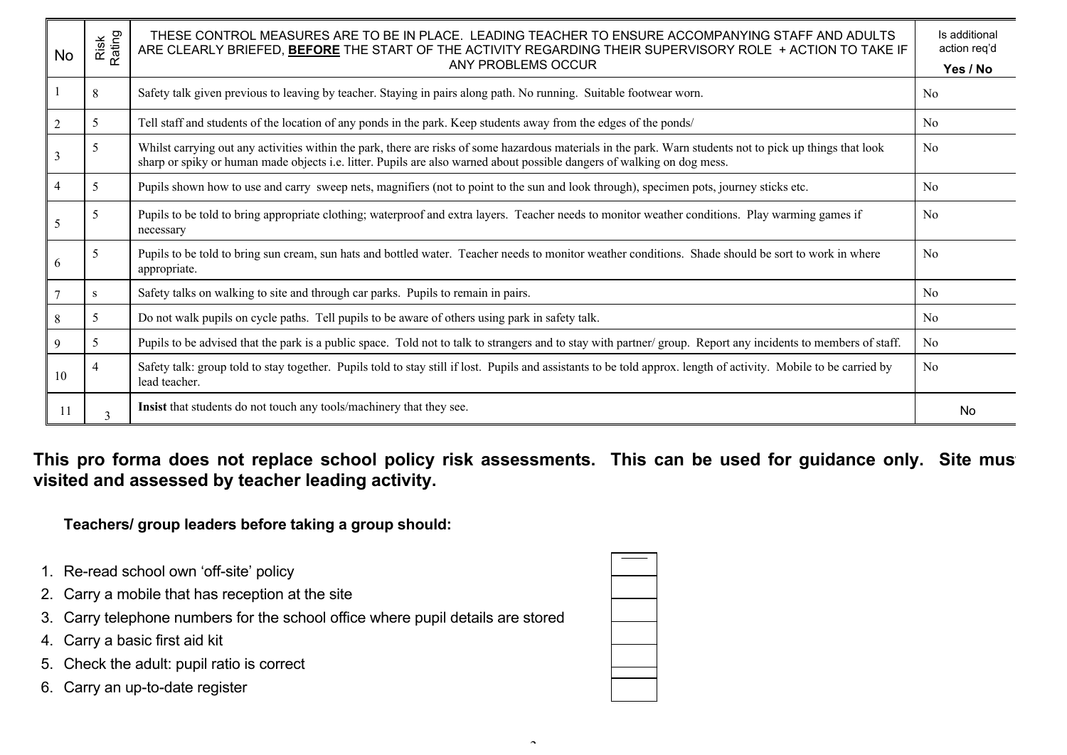| No | Risk Rating | THESE CONTROL MEASURES ARE TO BE IN PLACE. LEADING TEACHER TO ENSURE ACCOMPANYING STAFF AND ADULTS ARE CLEARLY BRIEFED, **BEFORE** THE START OF THE ACTIVITY REGARDING THEIR SUPERVISORY ROLE + ACTION TO TAKE IF ANY PROBLEMS OCCUR | Is additional action req'd **Yes / No** |
|---|---|---|---|
| 1 | 8 | Safety talk given previous to leaving by teacher. Staying in pairs along path. No running. Suitable footwear worn. | No |
| 2 | 5 | Tell staff and students of the location of any ponds in the park. Keep students away from the edges of the ponds/ | No |
| 3 | 5 | Whilst carrying out any activities within the park, there are risks of some hazardous materials in the park. Warn students not to pick up things that look sharp or spiky or human made objects i.e. litter. Pupils are also warned about possible dangers of walking on dog mess. | No |
| 4 | 5 | Pupils shown how to use and carry sweep nets, magnifiers (not to point to the sun and look through), specimen pots, journey sticks etc. | No |
| 5 | 5 | Pupils to be told to bring appropriate clothing; waterproof and extra layers. Teacher needs to monitor weather conditions. Play warming games if necessary | No |
| 6 | 5 | Pupils to be told to bring sun cream, sun hats and bottled water. Teacher needs to monitor weather conditions. Shade should be sort to work in where appropriate. | No |
| 7 | s | Safety talks on walking to site and through car parks. Pupils to remain in pairs. | No |
| 8 | 5 | Do not walk pupils on cycle paths. Tell pupils to be aware of others using park in safety talk. | No |
| 9 | 5 | Pupils to be advised that the park is a public space. Told not to talk to strangers and to stay with partner/ group. Report any incidents to members of staff. | No |
| 10 | 4 | Safety talk: group told to stay together. Pupils told to stay still if lost. Pupils and assistants to be told approx. length of activity. Mobile to be carried by lead teacher. | No |
| 11 | 3 | **Insist** that students do not touch any tools/machinery that they see. | No |

**This pro forma does not replace school policy risk assessments. This can be used for guidance only. Site must visited and assessed by teacher leading activity.**

**Teachers/ group leaders before taking a group should:**

1. Re-read school own 'off-site' policy
2. Carry a mobile that has reception at the site
3. Carry telephone numbers for the school office where pupil details are stored
4. Carry a basic first aid kit
5. Check the adult: pupil ratio is correct
6. Carry an up-to-date register